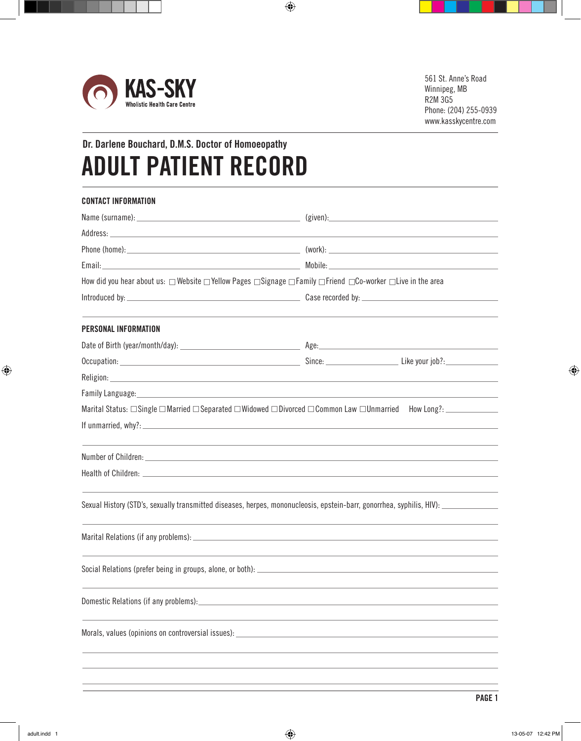**KAS-SKY**
Wholistic Health Care Centre

561 St. Anne's Road
Winnipeg, MB
R2M 3G5
Phone: (204) 255-0939
www.kasskycentre.com

### Dr. Darlene Bouchard, D.M.S. Doctor of Homoeopathy

# ADULT PATIENT RECORD

## CONTACT INFORMATION

Name (surname): ______________________ (given): ______________________

Address: ______________________________________________

Phone (home): ______________________ (work): ______________________

Email: ______________________ Mobile: ______________________

How did you hear about us: ☐ Website ☐ Yellow Pages ☐ Signage ☐ Family ☐ Friend ☐ Co-worker ☐ Live in the area

Introduced by: ______________________ Case recorded by: ______________________

## PERSONAL INFORMATION

Date of Birth (year/month/day): ______________________ Age: ______________________

Occupation: ______________________ Since: ____________ Like your job?: ____________

Religion: ______________________________________________

Family Language: ______________________________________________

Marital Status: ☐ Single ☐ Married ☐ Separated ☐ Widowed ☐ Divorced ☐ Common Law ☐ Unmarried How Long?: ____________

If unmarried, why?: ______________________________________________

______________________________________________

Number of Children: ______________________________________________

Health of Children: ______________________________________________

______________________________________________

Sexual History (STD's, sexually transmitted diseases, herpes, mononucleosis, epstein-barr, gonorrhea, syphilis, HIV): ____________

______________________________________________

Marital Relations (if any problems): ______________________________________________

______________________________________________

Social Relations (prefer being in groups, alone, or both): ______________________________________________

______________________________________________

Domestic Relations (if any problems): ______________________________________________

______________________________________________

Morals, values (opinions on controversial issues): ______________________________________________

______________________________________________

______________________________________________

______________________________________________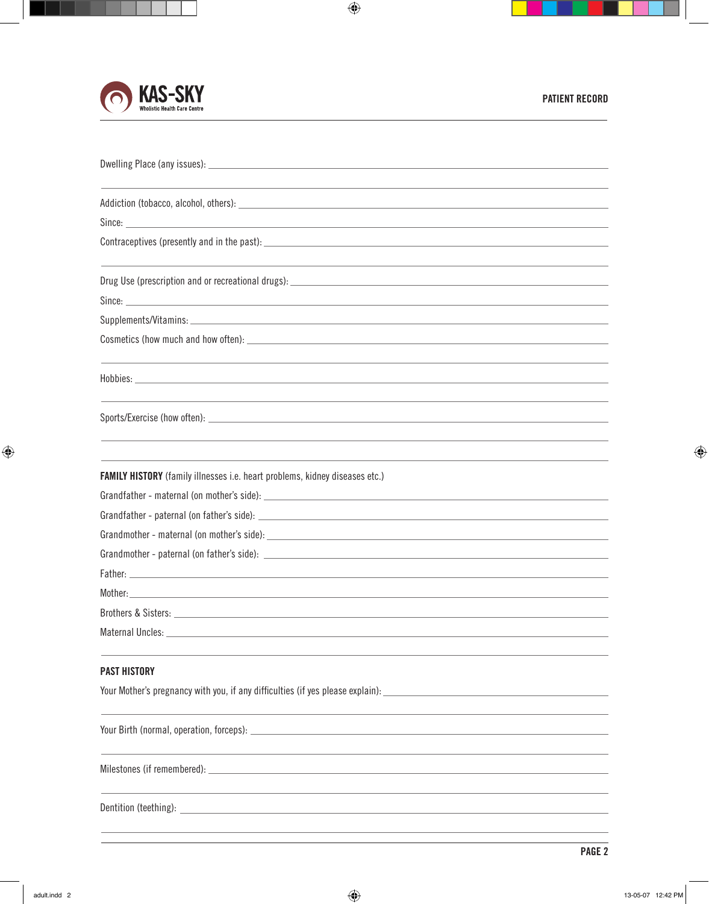**KAS-SKY**
Wholistic Health Care Centre

**PATIENT RECORD**

Dwelling Place (any issues): ______________________________________________

______________________________________________

Addiction (tobacco, alcohol, others): ______________________________________________

Since: ______________________________________________

Contraceptives (presently and in the past): ______________________________________________

______________________________________________

Drug Use (prescription and or recreational drugs): ______________________________________________

Since: ______________________________________________

Supplements/Vitamins: ______________________________________________

Cosmetics (how much and how often): ______________________________________________

______________________________________________

Hobbies: ______________________________________________

______________________________________________

Sports/Exercise (how often): ______________________________________________

______________________________________________

______________________________________________

**FAMILY HISTORY** (family illnesses i.e. heart problems, kidney diseases etc.)

Grandfather - maternal (on mother's side): ______________________________________________

Grandfather - paternal (on father's side): ______________________________________________

Grandmother - maternal (on mother's side): ______________________________________________

Grandmother - paternal (on father's side): ______________________________________________

Father: ______________________________________________

Mother: ______________________________________________

Brothers & Sisters: ______________________________________________

Maternal Uncles: ______________________________________________

______________________________________________

**PAST HISTORY**

Your Mother's pregnancy with you, if any difficulties (if yes please explain): ______________________________________________

______________________________________________

Your Birth (normal, operation, forceps): ______________________________________________

______________________________________________

Milestones (if remembered): ______________________________________________

______________________________________________

Dentition (teething): ______________________________________________

______________________________________________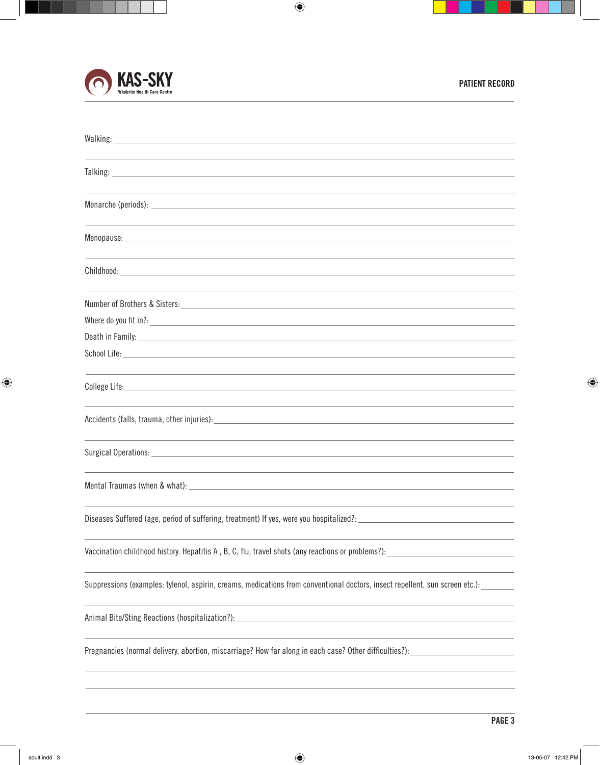**KAS-SKY**
Wholistic Health Care Centre

**PATIENT RECORD**

Walking: ______________________________________________

______________________________________________

Talking: ______________________________________________

______________________________________________

Menarche (periods): ______________________________________________

______________________________________________

Menopause: ______________________________________________

______________________________________________

Childhood: ______________________________________________

______________________________________________

Number of Brothers & Sisters: ______________________________________________

Where do you fit in?: ______________________________________________

Death in Family: ______________________________________________

School Life: ______________________________________________

______________________________________________

College Life: ______________________________________________

______________________________________________

Accidents (falls, trauma, other injuries): ______________________________________________

______________________________________________

Surgical Operations: ______________________________________________

______________________________________________

Mental Traumas (when & what): ______________________________________________

______________________________________________

Diseases Suffered (age, period of suffering, treatment) If yes, were you hospitalized?: ______________________

______________________________________________

Vaccination childhood history. Hepatitis A , B, C, flu, travel shots (any reactions or problems?): ______________________

______________________________________________

Suppressions (examples: tylenol, aspirin, creams, medications from conventional doctors, insect repellent, sun screen etc.): ________

______________________________________________

Animal Bite/Sting Reactions (hospitalization?): ______________________________________________

______________________________________________

Pregnancies (normal delivery, abortion, miscarriage? How far along in each case? Other difficulties?): ______________________

______________________________________________

______________________________________________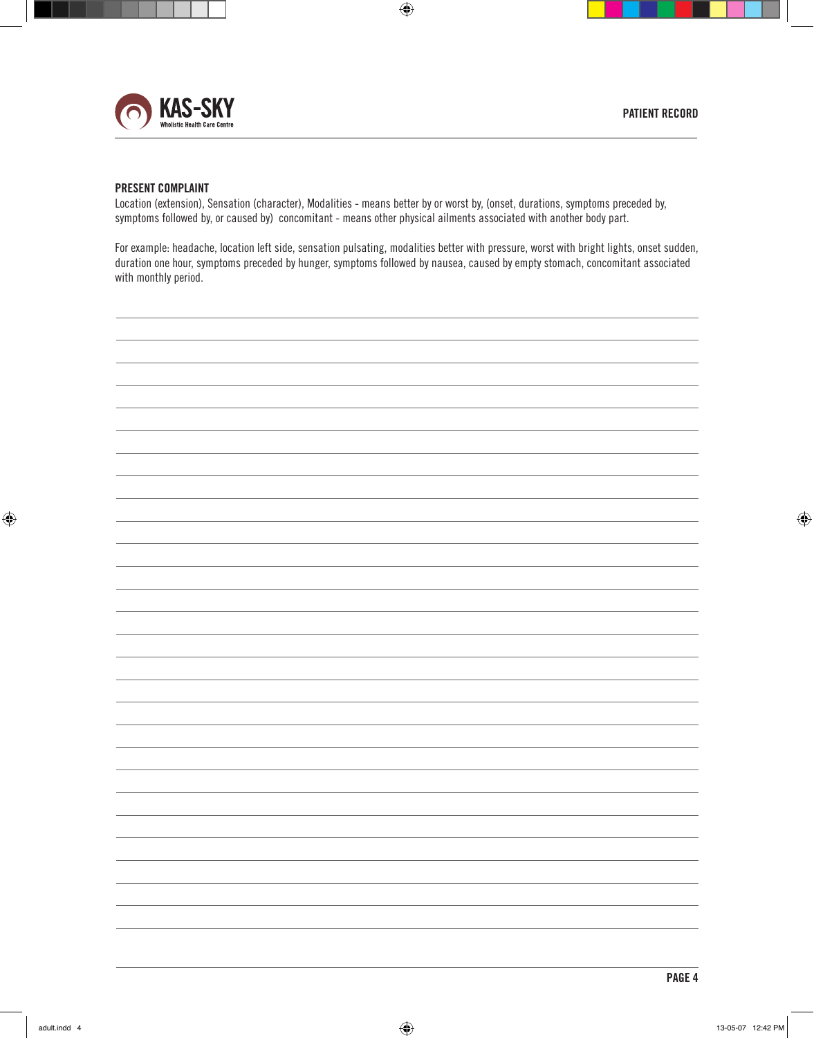## PRESENT COMPLAINT

Location (extension), Sensation (character), Modalities - means better by or worst by, (onset, durations, symptoms preceded by, symptoms followed by, or caused by) concomitant - means other physical ailments associated with another body part.

For example: headache, location left side, sensation pulsating, modalities better with pressure, worst with bright lights, onset sudden, duration one hour, symptoms preceded by hunger, symptoms followed by nausea, caused by empty stomach, concomitant associated with monthly period.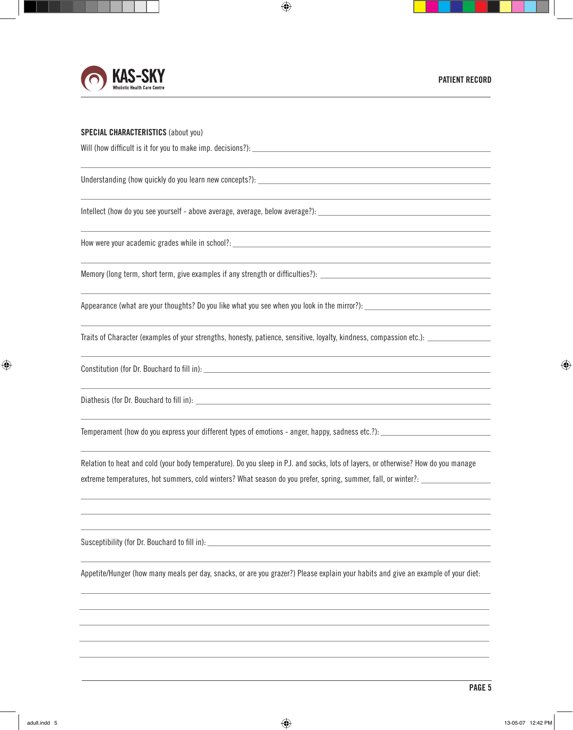**KAS-SKY**
Wholistic Health Care Centre

**PATIENT RECORD**

**SPECIAL CHARACTERISTICS** (about you)

Will (how difficult is it for you to make imp. decisions?): \_\_\_\_\_\_\_\_\_\_\_\_\_\_\_\_\_\_\_\_

Understanding (how quickly do you learn new concepts?): \_\_\_\_\_\_\_\_\_\_\_\_\_\_\_\_\_\_\_\_

Intellect (how do you see yourself - above average, average, below average?): \_\_\_\_\_\_\_\_\_\_\_\_\_\_\_\_\_\_\_\_

How were your academic grades while in school?: \_\_\_\_\_\_\_\_\_\_\_\_\_\_\_\_\_\_\_\_

Memory (long term, short term, give examples if any strength or difficulties?): \_\_\_\_\_\_\_\_\_\_\_\_\_\_\_\_\_\_\_\_

Appearance (what are your thoughts? Do you like what you see when you look in the mirror?): \_\_\_\_\_\_\_\_\_\_\_\_\_\_\_\_\_\_\_\_

Traits of Character (examples of your strengths, honesty, patience, sensitive, loyalty, kindness, compassion etc.): \_\_\_\_\_\_\_\_\_\_\_\_\_\_\_\_\_\_\_\_

Constitution (for Dr. Bouchard to fill in): \_\_\_\_\_\_\_\_\_\_\_\_\_\_\_\_\_\_\_\_

Diathesis (for Dr. Bouchard to fill in): \_\_\_\_\_\_\_\_\_\_\_\_\_\_\_\_\_\_\_\_

Temperament (how do you express your different types of emotions - anger, happy, sadness etc.?): \_\_\_\_\_\_\_\_\_\_\_\_\_\_\_\_\_\_\_\_

Relation to heat and cold (your body temperature). Do you sleep in P.J. and socks, lots of layers, or otherwise? How do you manage extreme temperatures, hot summers, cold winters? What season do you prefer, spring, summer, fall, or winter?: \_\_\_\_\_\_\_\_\_\_\_\_\_\_\_\_\_\_\_\_

Susceptibility (for Dr. Bouchard to fill in): \_\_\_\_\_\_\_\_\_\_\_\_\_\_\_\_\_\_\_\_

Appetite/Hunger (how many meals per day, snacks, or are you grazer?) Please explain your habits and give an example of your diet: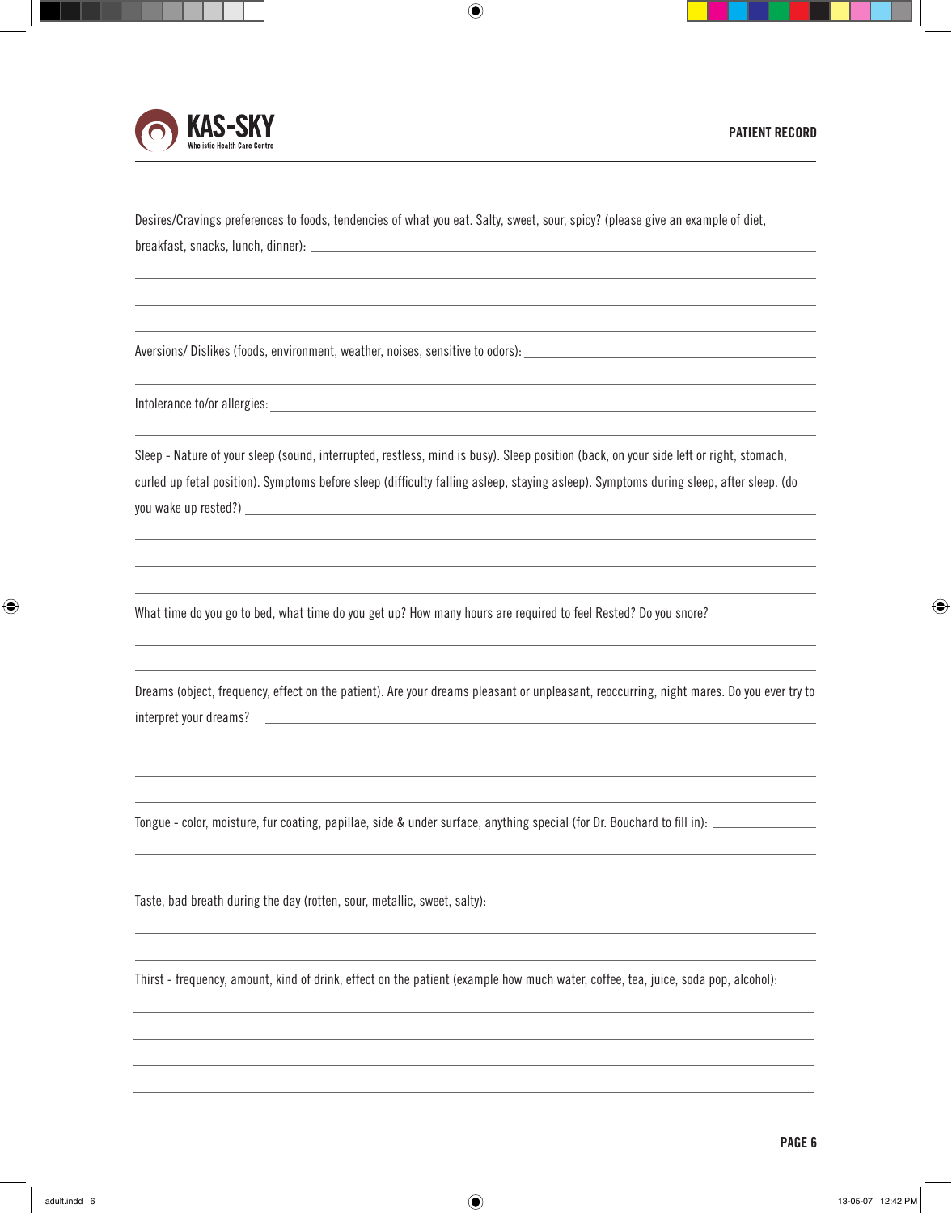Desires/Cravings preferences to foods, tendencies of what you eat. Salty, sweet, sour, spicy? (please give an example of diet, breakfast, snacks, lunch, dinner): ______________________________

______________________________

______________________________

______________________________

Aversions/ Dislikes (foods, environment, weather, noises, sensitive to odors): ______________________________

______________________________

Intolerance to/or allergies: ______________________________

______________________________

Sleep - Nature of your sleep (sound, interrupted, restless, mind is busy). Sleep position (back, on your side left or right, stomach, curled up fetal position). Symptoms before sleep (difficulty falling asleep, staying asleep). Symptoms during sleep, after sleep. (do you wake up rested?) ______________________________

______________________________

______________________________

______________________________

What time do you go to bed, what time do you get up? How many hours are required to feel Rested? Do you snore? ______________________________

______________________________

______________________________

Dreams (object, frequency, effect on the patient). Are your dreams pleasant or unpleasant, reoccurring, night mares. Do you ever try to interpret your dreams? ______________________________

______________________________

______________________________

______________________________

Tongue - color, moisture, fur coating, papillae, side & under surface, anything special (for Dr. Bouchard to fill in): ______________________________

______________________________

______________________________

Taste, bad breath during the day (rotten, sour, metallic, sweet, salty): ______________________________

______________________________

______________________________

Thirst - frequency, amount, kind of drink, effect on the patient (example how much water, coffee, tea, juice, soda pop, alcohol):

______________________________

______________________________

______________________________

______________________________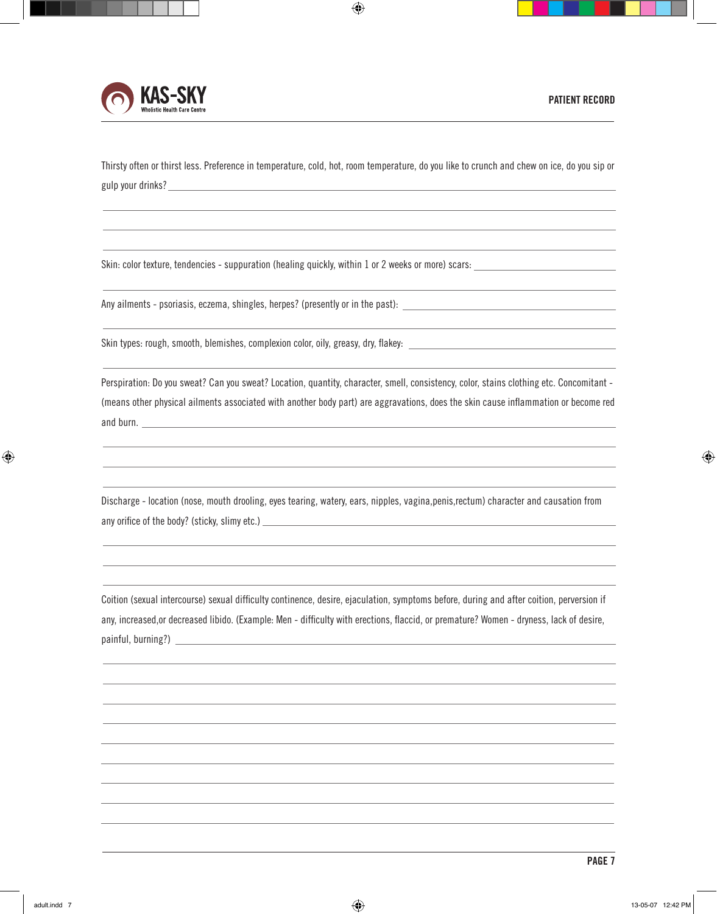Thirsty often or thirst less. Preference in temperature, cold, hot, room temperature, do you like to crunch and chew on ice, do you sip or gulp your drinks? ______________________________________________

Skin: color texture, tendencies - suppuration (healing quickly, within 1 or 2 weeks or more) scars: ______________________________________________

Any ailments - psoriasis, eczema, shingles, herpes? (presently or in the past): ______________________________________________

Skin types: rough, smooth, blemishes, complexion color, oily, greasy, dry, flakey: ______________________________________________

Perspiration: Do you sweat? Can you sweat? Location, quantity, character, smell, consistency, color, stains clothing etc. Concomitant - (means other physical ailments associated with another body part) are aggravations, does the skin cause inflammation or become red and burn. ______________________________________________

Discharge - location (nose, mouth drooling, eyes tearing, watery, ears, nipples, vagina,penis,rectum) character and causation from any orifice of the body? (sticky, slimy etc.) ______________________________________________

Coition (sexual intercourse) sexual difficulty continence, desire, ejaculation, symptoms before, during and after coition, perversion if any, increased,or decreased libido. (Example: Men - difficulty with erections, flaccid, or premature? Women - dryness, lack of desire, painful, burning?) ______________________________________________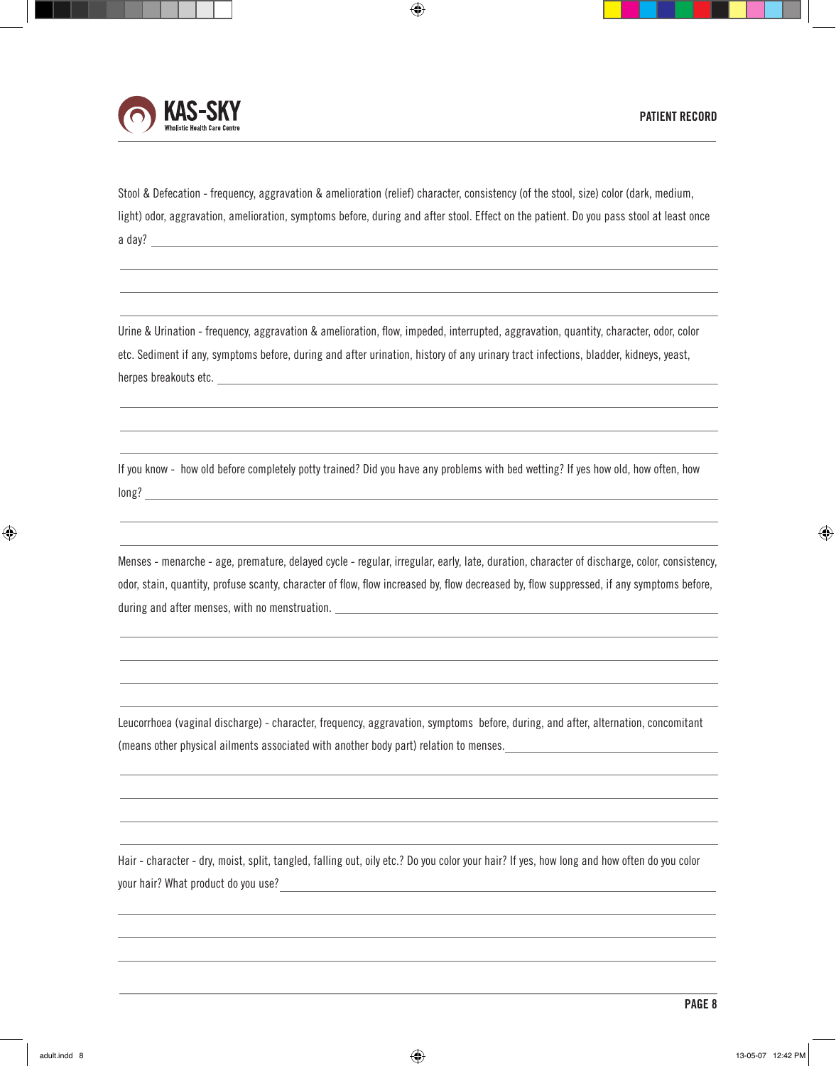Stool & Defecation - frequency, aggravation & amelioration (relief) character, consistency (of the stool, size) color (dark, medium, light) odor, aggravation, amelioration, symptoms before, during and after stool. Effect on the patient. Do you pass stool at least once a day? \_\_\_\_\_\_\_\_\_\_\_\_\_\_\_\_\_\_\_\_\_\_\_\_\_\_\_\_\_\_\_\_\_\_\_\_\_\_\_\_

Urine & Urination - frequency, aggravation & amelioration, flow, impeded, interrupted, aggravation, quantity, character, odor, color etc. Sediment if any, symptoms before, during and after urination, history of any urinary tract infections, bladder, kidneys, yeast, herpes breakouts etc. \_\_\_\_\_\_\_\_\_\_\_\_\_\_\_\_\_\_\_\_\_\_\_\_\_\_\_\_\_\_\_\_\_\_\_\_\_\_\_\_

If you know - how old before completely potty trained? Did you have any problems with bed wetting? If yes how old, how often, how long? \_\_\_\_\_\_\_\_\_\_\_\_\_\_\_\_\_\_\_\_\_\_\_\_\_\_\_\_\_\_\_\_\_\_\_\_\_\_\_\_

Menses - menarche - age, premature, delayed cycle - regular, irregular, early, late, duration, character of discharge, color, consistency, odor, stain, quantity, profuse scanty, character of flow, flow increased by, flow decreased by, flow suppressed, if any symptoms before, during and after menses, with no menstruation. \_\_\_\_\_\_\_\_\_\_\_\_\_\_\_\_\_\_\_\_\_\_\_\_\_\_\_\_\_\_\_\_\_\_\_\_\_\_\_\_

Leucorrhoea (vaginal discharge) - character, frequency, aggravation, symptoms before, during, and after, alternation, concomitant (means other physical ailments associated with another body part) relation to menses. \_\_\_\_\_\_\_\_\_\_\_\_\_\_\_\_\_\_\_\_\_\_\_\_\_\_\_\_\_\_\_\_\_\_\_\_\_\_\_\_

Hair - character - dry, moist, split, tangled, falling out, oily etc.? Do you color your hair? If yes, how long and how often do you color your hair? What product do you use? \_\_\_\_\_\_\_\_\_\_\_\_\_\_\_\_\_\_\_\_\_\_\_\_\_\_\_\_\_\_\_\_\_\_\_\_\_\_\_\_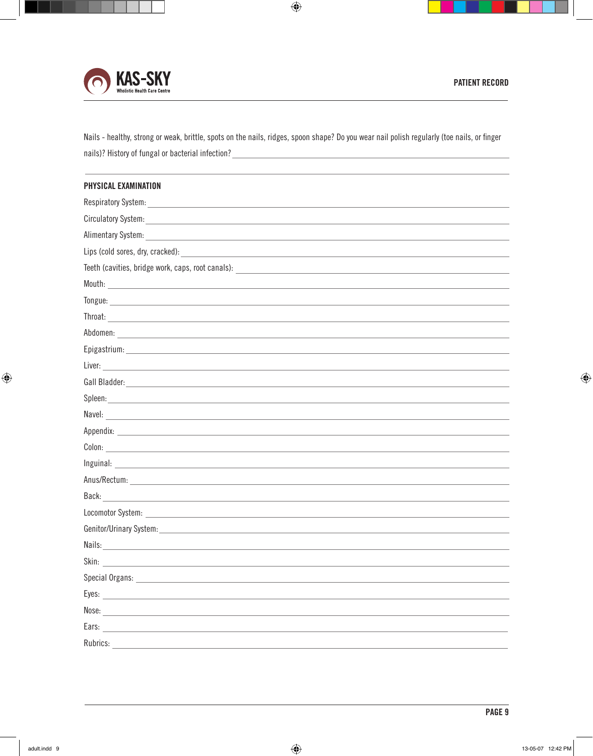Nails - healthy, strong or weak, brittle, spots on the nails, ridges, spoon shape? Do you wear nail polish regularly (toe nails, or finger nails)? History of fungal or bacterial infection? ______________________________

## PHYSICAL EXAMINATION

Respiratory System: ______________________________

Circulatory System: ______________________________

Alimentary System: ______________________________

Lips (cold sores, dry, cracked): ______________________________

Teeth (cavities, bridge work, caps, root canals): ______________________________

Mouth: ______________________________

Tongue: ______________________________

Throat: ______________________________

Abdomen: ______________________________

Epigastrium: ______________________________

Liver: ______________________________

Gall Bladder: ______________________________

Spleen: ______________________________

Navel: ______________________________

Appendix: ______________________________

Colon: ______________________________

Inguinal: ______________________________

Anus/Rectum: ______________________________

Back: ______________________________

Locomotor System: ______________________________

Genitor/Urinary System: ______________________________

Nails: ______________________________

Skin: ______________________________

Special Organs: ______________________________

Eyes: ______________________________

Nose: ______________________________

Ears: ______________________________

Rubrics: ______________________________